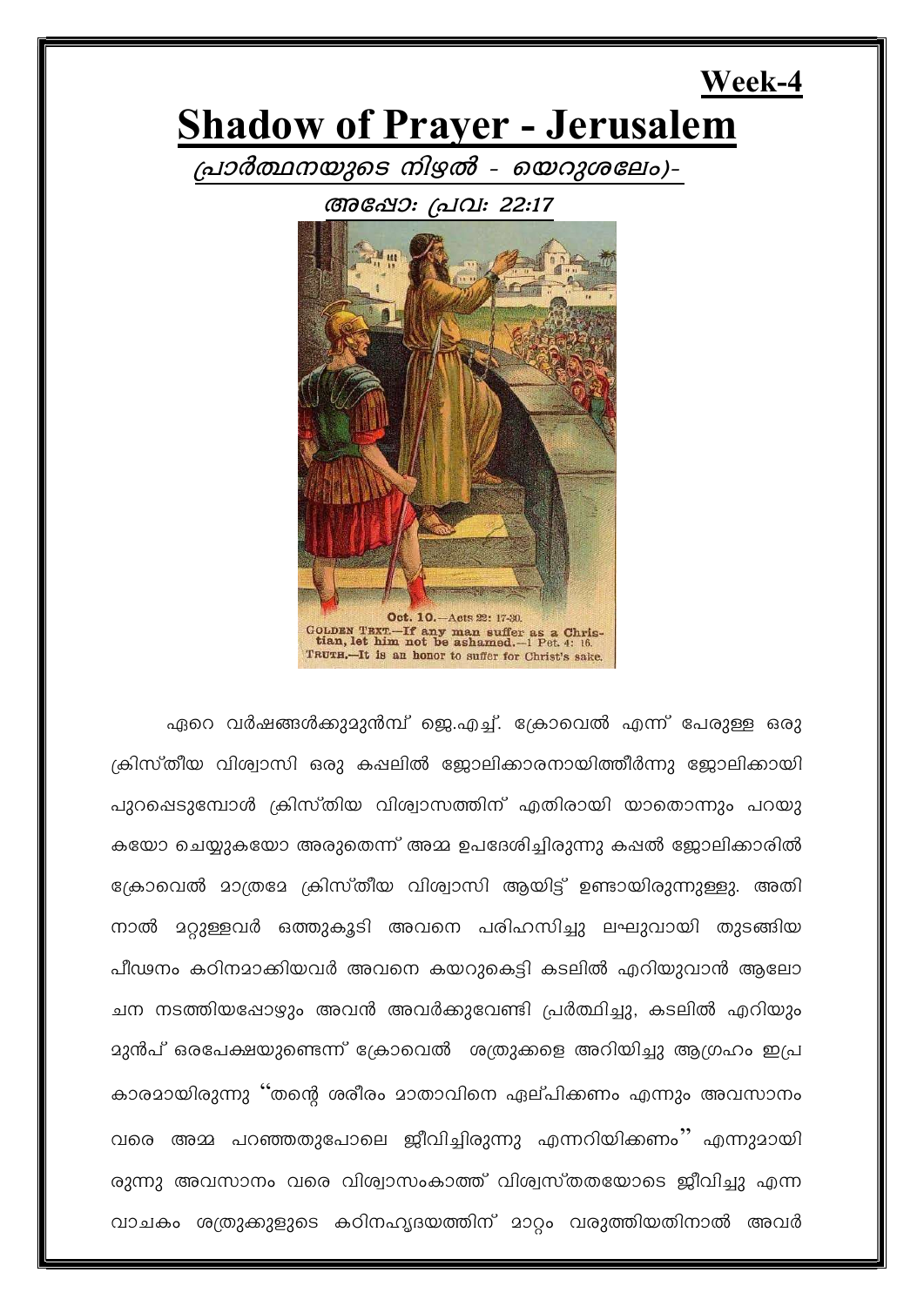**Week-4**

# Shadow of Prayer - Jerusalem

*പ്രാർത്ഥനയുടെ നിഴൽ - യെറുശലേം)-*

*അപ്പോ: പ്രവ: 22:17*

ഏറെ വർഷങ്ങൾക്കുമുൻമ്പ് ജെ.എച്ച്. ക്രോവെൽ എന്ന് പേരുള്ള ഒരു ക്രിസ്തീയ വിശ്വാസി ഒരു കപ്പലിൽ ജോലിക്കാരനായിത്തീർന്നു ജോലിക്കായി പുറപ്പെടുമ്പോൾ ക്രിസ്തിയ വിശ്വാസത്തിന് എതിരായി യാതൊന്നും പറയുകയോ ചെയ്യുകയോ അരുതെന്ന് അമ്മ ഉപദേശിച്ചിരുന്നു കപ്പൽ ജോലിക്കാരിൽ ക്രോവെൽ മാത്രമേ ക്രിസ്തീയ വിശ്വാസി ആയിട്ട് ഉണ്ടായിരുന്നുള്ളു. അതിനാൽ മറ്റുള്ളവർ ഒത്തുകൂടി അവനെ പരിഹസിച്ചു ലഘുവായി തുടങ്ങിയ പീഢനം കഠിനമാക്കിയവർ അവനെ കയറുകെട്ടി കടലിൽ എറിയുവാൻ ആലോചന നടത്തിയപ്പോഴും അവൻ അവർക്കുവേണ്ടി പ്രർത്ഥിച്ചു, കടലിൽ എറിയും മുൻപ് ഒരപേക്ഷയുണ്ടെന്ന് ക്രോവെൽ ശത്രുക്കളെ അറിയിച്ചു ആഗ്രഹം ഇപ്രകാരമായിരുന്നു "തന്റെ ശരീരം മാതാവിനെ ഏല്പിക്കണം എന്നും അവസാനം വരെ അമ്മ പറഞ്ഞതുപോലെ ജീവിച്ചിരുന്നു എന്നറിയിക്കണം" എന്നുമായിരുന്നു അവസാനം വരെ വിശ്വാസംകാത്ത് വിശ്വസ്തതയോടെ ജീവിച്ചു എന്ന വാചകം ശത്രുക്കുളുടെ കഠിനഹൃദയത്തിന് മാറ്റം വരുത്തിയതിനാൽ അവർ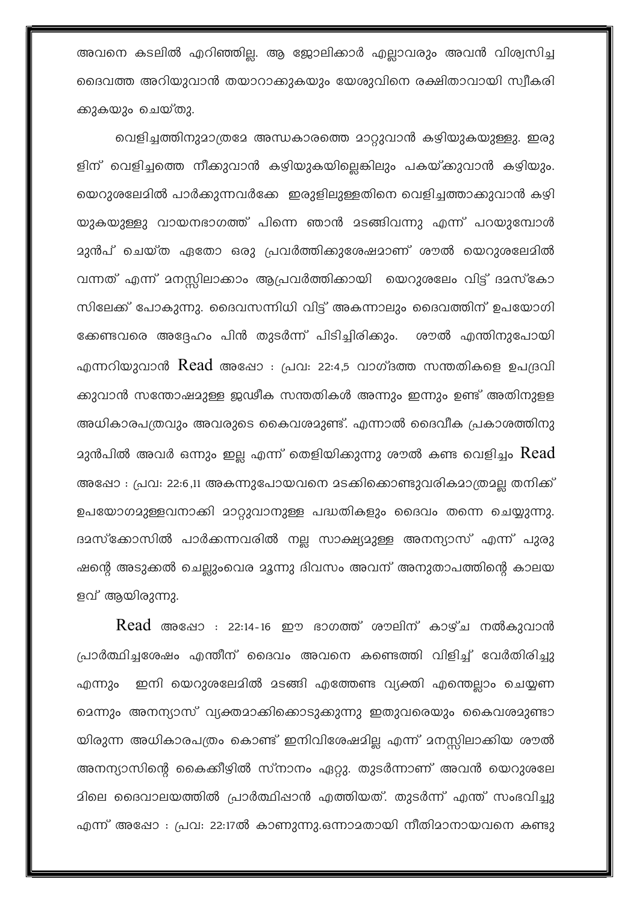അവനെ കടലിൽ എറിഞ്ഞില്ല. ആ ജോലിക്കാർ എല്ലാവരും അവൻ വിശ്വസിച്ച ദൈവത്തെ അറിയുവാൻ തയാറാക്കുകയും യേശുവിനെ രക്ഷിതാവായി സ്വീകരിക്കുകയും ചെയ്തു.

വെളിച്ചത്തിനുമാത്രമേ അന്ധകാരത്തെ മാറ്റുവാൻ കഴിയുകയുള്ളു. ഇരുളിന് വെളിച്ചത്തെ നീക്കുവാൻ കഴിയുകയില്ലെങ്കിലും പകയ്ക്കുവാൻ കഴിയും. യെറുശലേമിൽ പാർക്കുന്നവർക്കേ ഇരുളിലുള്ളതിനെ വെളിച്ചത്താക്കുവാൻ കഴിയുകയുള്ളു വായനഭാഗത്ത് പിന്നെ ഞാൻ മടങ്ങിവന്നു എന്ന് പറയുമ്പോൾ മുൻപ് ചെയ്ത ഏതോ ഒരു പ്രവർത്തിക്കുശേഷമാണ് ശൗൽ യെറുശലേമിൽ വന്നത് എന്ന് മനസ്സിലാക്കാം ആപ്രവർത്തിക്കായി യെറുശലേം വിട്ട് ദമസ്കോസിലേക്ക് പോകുന്നു. ദൈവസന്നിധി വിട്ട് അകന്നാലും ദൈവത്തിന് ഉപയോഗിക്കേണ്ടവരെ അദ്ദേഹം പിൻ തുടർന്ന് പിടിച്ചിരിക്കും. ശൗൽ എന്തിനുപോയി എന്നറിയുവാൻ Read അപ്പോ : പ്രവ: 22:4,5 വാഗ്ദത്ത സന്തതികളെ ഉപദ്രവിക്കുവാൻ സന്തോഷമുള്ള ജഡീക സന്തതികൾ അന്നും ഇന്നും ഉണ്ട് അതിനുള്ള അധികാരപത്രവും അവരുടെ കൈവശമുണ്ട്. എന്നാൽ ദൈവീക പ്രകാശത്തിനു മുൻപിൽ അവർ ഒന്നും ഇല്ല എന്ന് തെളിയിക്കുന്നു ശൗൽ കണ്ട വെളിച്ചം Read അപ്പോ : പ്രവ: 22:6,11 അകന്നുപോയവനെ മടക്കിക്കൊണ്ടുവരികമാത്രമല്ല തനിക്ക് ഉപയോഗമുള്ളവനാക്കി മാറ്റുവാനുള്ള പദ്ധതികളും ദൈവം തന്നെ ചെയ്യുന്നു. ദമസ്ക്കോസിൽ പാർക്കുന്നവരിൽ നല്ല സാക്ഷ്യമുള്ള അനന്യാസ് എന്ന് പുരുഷന്റെ അടുക്കൽ ചെല്ലുംവരെ മൂന്നു ദിവസം അവന് അനുതാപത്തിന്റെ കാലയളവ് ആയിരുന്നു.

Read അപ്പോ : 22:14-16 ഈ ഭാഗത്ത് ശൗലിന് കാഴ്ച നൽകുവാൻ പ്രാർത്ഥിച്ചശേഷം എന്തിന് ദൈവം അവനെ കണ്ടെത്തി വിളിച്ച് വേർതിരിച്ചു എന്നും ഇനി യെറുശലേമിൽ മടങ്ങി എത്തേണ്ട വ്യക്തി എന്തെല്ലാം ചെയ്യണമെന്നും അനന്യാസ് വ്യക്തമാക്കിക്കൊടുക്കുന്നു ഇതുവരെയും കൈവശമുണ്ടായിരുന്ന അധികാരപത്രം കൊണ്ട് ഇനിവിശേഷമില്ല എന്ന് മനസ്സിലാക്കിയ ശൗൽ അനന്യാസിന്റെ കൈക്കീഴിൽ സ്നാനം ഏറ്റു. തുടർന്നാണ് അവൻ യെറുശലേമിലെ ദൈവാലയത്തിൽ പ്രാർത്ഥിപ്പാൻ എത്തിയത്. തുടർന്ന് എന്ത് സംഭവിച്ചു എന്ന് അപ്പോ : പ്രവ: 22:17ൽ കാണുന്നു.ഒന്നാമതായി നീതിമാനായവനെ കണ്ടു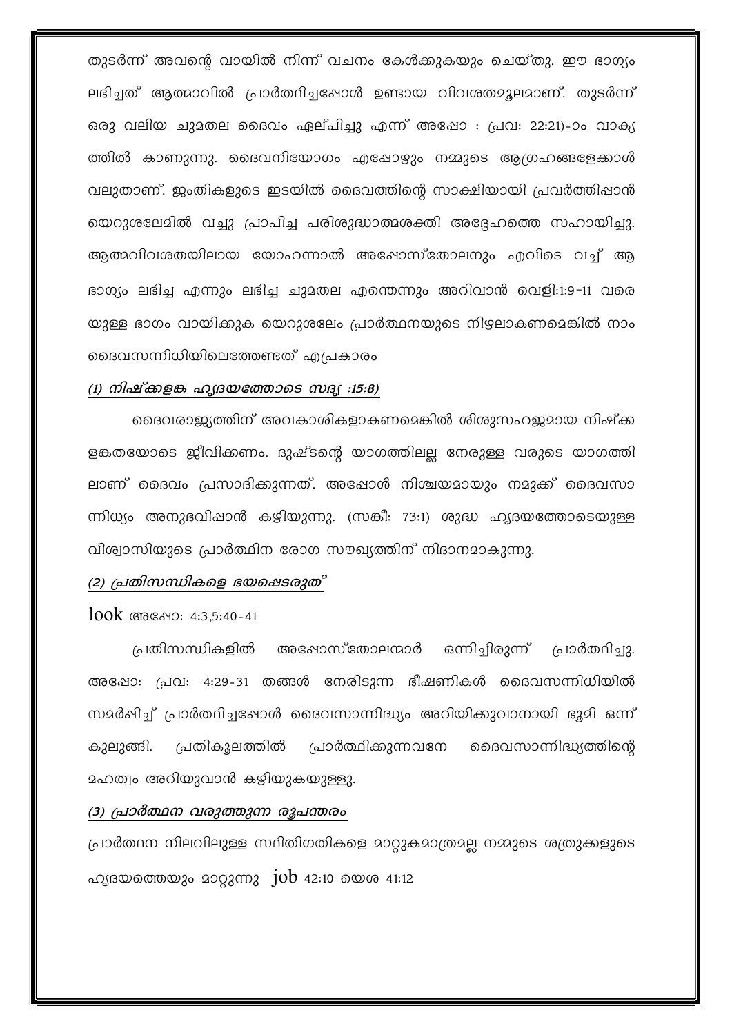തുടർന്ന് അവന്റെ വായിൽ നിന്ന് വചനം കേൾക്കുകയും ചെയ്തു. ഈ ഭാഗ്യം ലഭിച്ചത് ആത്മാവിൽ പ്രാർത്ഥിച്ചപ്പോൾ ഉണ്ടായ വിവശതമൂലമാണ്. തുടർന്ന് ഒരു വലിയ ചുമതല ദൈവം ഏല്പിച്ചു എന്ന് അപ്പോ : പ്രവ: 22:21)-ാം വാക്യത്തിൽ കാണുന്നു. ദൈവനിയോഗം എപ്പോഴും നമ്മുടെ ആഗ്രഹങ്ങളേക്കാൾ വലുതാണ്. ജാതികളുടെ ഇടയിൽ ദൈവത്തിന്റെ സാക്ഷിയായി പ്രവർത്തിപ്പാൻ യെറുശലേമിൽ വച്ചു പ്രാപിച്ച പരിശുദ്ധാത്മശക്തി അദ്ദേഹത്തെ സഹായിച്ചു. ആത്മവിവശതയിലായ യോഹന്നാൻ അപ്പോസ്തോലനും എവിടെ വച്ച് ആ ഭാഗ്യം ലഭിച്ച എന്നും ലഭിച്ച ചുമതല എന്തെന്നും അറിവാൻ വെളി:1:9-11 വരെയുള്ള ഭാഗം വായിക്കുക യെറുശലേം പ്രാർത്ഥനയുടെ നിഴലാകണമെങ്കിൽ നാം ദൈവസന്നിധിയിലെത്തേണ്ടത് എപ്രകാരം

*(1) നിഷ്ക്കളങ്ക ഹൃദയത്തോടെ സദൃ :15:8)*

ദൈവരാജ്യത്തിന് അവകാശികളാകണമെങ്കിൽ ശിശുസഹജമായ നിഷ്ക്കളങ്കതയോടെ ജീവിക്കണം. ദുഷ്ടന്റെ യാഗത്തിലല്ല നേരുള്ള വരുടെ യാഗത്തിലാണ് ദൈവം പ്രസാദിക്കുന്നത്. അപ്പോൾ നിശ്ചയമായും നമുക്ക് ദൈവസാന്നിധ്യം അനുഭവിപ്പാൻ കഴിയുന്നു. (സങ്കീ: 73:1) ശുദ്ധ ഹൃദയത്തോടെയുള്ള വിശ്വാസിയുടെ പ്രാർത്ഥിന രോഗ സൗഖ്യത്തിന് നിദാനമാകുന്നു.

*(2) പ്രതിസന്ധികളെ ഭയപ്പെടരുത്*

look അപ്പോ: 4:3,5:40-41

പ്രതിസന്ധികളിൽ അപ്പോസ്തോലന്മാർ ഒന്നിച്ചിരുന്ന് പ്രാർത്ഥിച്ചു. അപ്പോ: പ്രവ: 4:29-31 തങ്ങൾ നേരിടുന്ന ഭീഷണികൾ ദൈവസന്നിധിയിൽ സമർപ്പിച്ച് പ്രാർത്ഥിച്ചപ്പോൾ ദൈവസാന്നിദ്ധ്യം അറിയിക്കുവാനായി ഭൂമി ഒന്ന് കുലുങ്ങി. പ്രതികൂലത്തിൽ പ്രാർത്ഥിക്കുന്നവനേ ദൈവസാന്നിദ്ധ്യത്തിന്റെ മഹത്വം അറിയുവാൻ കഴിയുകയുള്ളു.

*(3) പ്രാർത്ഥന വരുത്തുന്ന രൂപന്തരം*

പ്രാർത്ഥന നിലവിലുള്ള സ്ഥിതിഗതികളെ മാറ്റുകമാത്രമല്ല നമ്മുടെ ശത്രുക്കളുടെ ഹൃദയത്തെയും മാറ്റുന്നു job 42:10 യെശ 41:12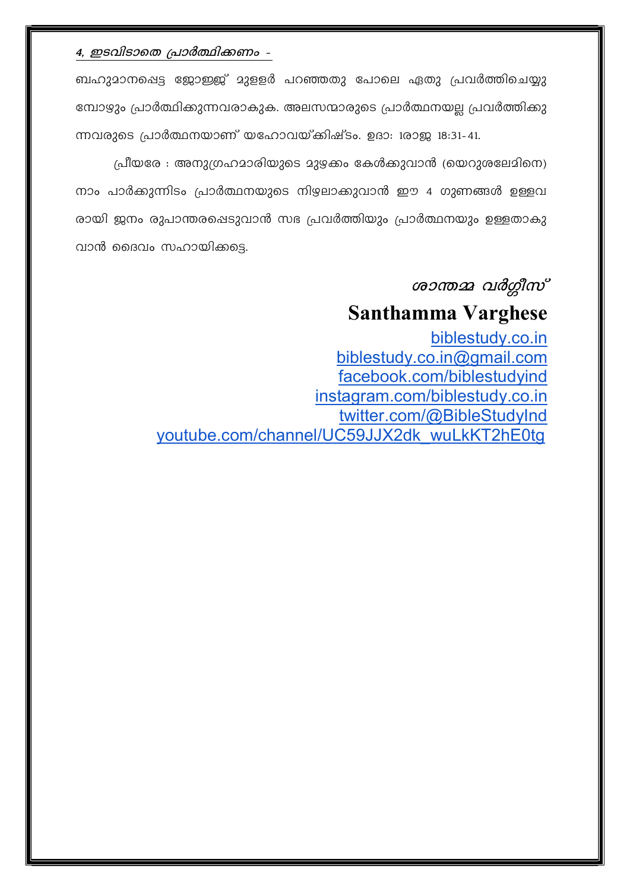***4, ഇടവിടാതെ പ്രാർത്ഥിക്കണം -***

ബഹുമാനപ്പെട്ട ജോർജ്ജ് മുള്ളർ പറഞ്ഞതു പോലെ ഏതു പ്രവർത്തിചെയ്യുമ്പോഴും പ്രാർത്ഥിക്കുന്നവരാകുക. അലസന്മാരുടെ പ്രാർത്ഥനയല്ല പ്രവർത്തിക്കുന്നവരുടെ പ്രാർത്ഥനയാണ് യഹോവയ്ക്കിഷ്ടം. ഉദാ: 1രാജ 18:31-41.

പ്രീയരേ : അനുഗ്രഹമാരിയുടെ മുഴക്കം കേൾക്കുവാൻ (യെറുശലേമിനെ) നാം പാർക്കുന്നിടം പ്രാർത്ഥനയുടെ നിഴലാക്കുവാൻ ഈ 4 ഗുണങ്ങൾ ഉള്ളവരായി ജനം രുപാന്തരപ്പെടുവാൻ സഭ പ്രവർത്തിയും പ്രാർത്ഥനയും ഉള്ളതാകുവാൻ ദൈവം സഹായിക്കട്ടെ.

*ശാന്തമ്മ വർഗ്ഗീസ്*

**Santhamma Varghese**

biblestudy.co.in
biblestudy.co.in@gmail.com
facebook.com/biblestudyind
instagram.com/biblestudy.co.in
twitter.com/@BibleStudyInd
youtube.com/channel/UC59JJX2dk_wuLkKT2hE0tg